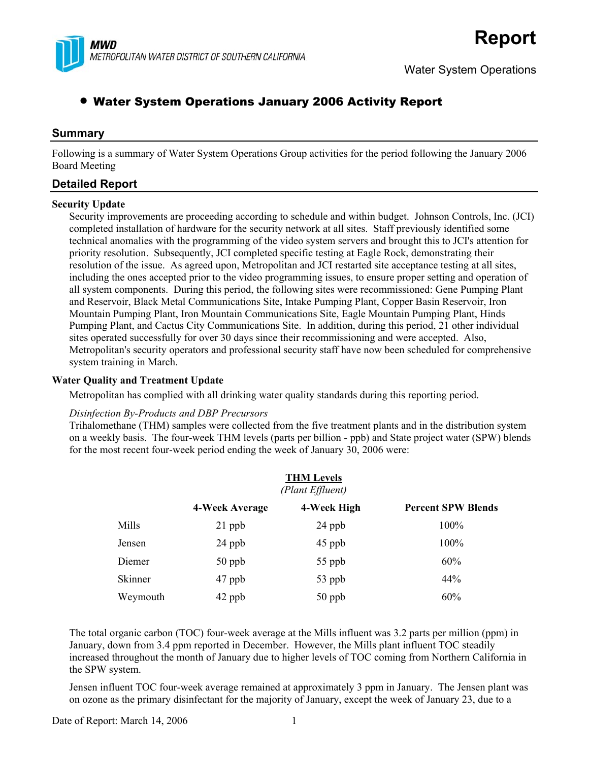# Report

Water System Operations

- **Water System Operations January 2006 Activity Report**

## Summary

Following is a summary of Water System Operations Group activities for the period following the January 2006 Board Meeting

## Detailed Report

### Security Update

Security improvements are proceeding according to schedule and within budget. Johnson Controls, Inc. (JCI) completed installation of hardware for the security network at all sites. Staff previously identified some technical anomalies with the programming of the video system servers and brought this to JCI's attention for priority resolution. Subsequently, JCI completed specific testing at Eagle Rock, demonstrating their resolution of the issue. As agreed upon, Metropolitan and JCI restarted site acceptance testing at all sites, including the ones accepted prior to the video programming issues, to ensure proper setting and operation of all system components. During this period, the following sites were recommissioned: Gene Pumping Plant and Reservoir, Black Metal Communications Site, Intake Pumping Plant, Copper Basin Reservoir, Iron Mountain Pumping Plant, Iron Mountain Communications Site, Eagle Mountain Pumping Plant, Hinds Pumping Plant, and Cactus City Communications Site. In addition, during this period, 21 other individual sites operated successfully for over 30 days since their recommissioning and were accepted. Also, Metropolitan's security operators and professional security staff have now been scheduled for comprehensive system training in March.

### Water Quality and Treatment Update

Metropolitan has complied with all drinking water quality standards during this reporting period.

*Disinfection By-Products and DBP Precursors*

Trihalomethane (THM) samples were collected from the five treatment plants and in the distribution system on a weekly basis. The four-week THM levels (parts per billion - ppb) and State project water (SPW) blends for the most recent four-week period ending the week of January 30, 2006 were:

**THM Levels**
*(Plant Effluent)*

| | 4-Week Average | 4-Week High | Percent SPW Blends |
|---|---|---|---|
| Mills | 21 ppb | 24 ppb | 100% |
| Jensen | 24 ppb | 45 ppb | 100% |
| Diemer | 50 ppb | 55 ppb | 60% |
| Skinner | 47 ppb | 53 ppb | 44% |
| Weymouth | 42 ppb | 50 ppb | 60% |

The total organic carbon (TOC) four-week average at the Mills influent was 3.2 parts per million (ppm) in January, down from 3.4 ppm reported in December. However, the Mills plant influent TOC steadily increased throughout the month of January due to higher levels of TOC coming from Northern California in the SPW system.

Jensen influent TOC four-week average remained at approximately 3 ppm in January. The Jensen plant was on ozone as the primary disinfectant for the majority of January, except the week of January 23, due to a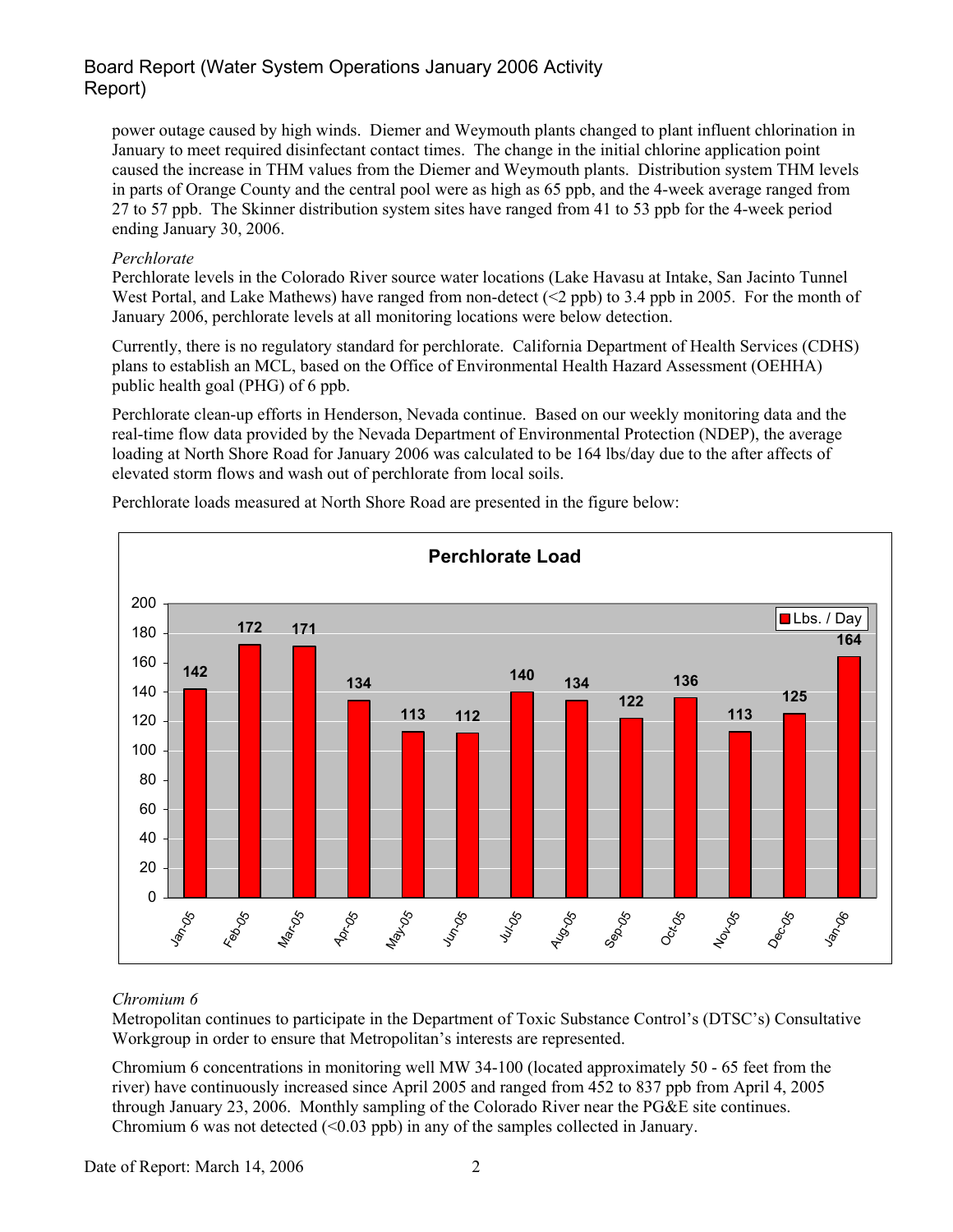power outage caused by high winds. Diemer and Weymouth plants changed to plant influent chlorination in January to meet required disinfectant contact times. The change in the initial chlorine application point caused the increase in THM values from the Diemer and Weymouth plants. Distribution system THM levels in parts of Orange County and the central pool were as high as 65 ppb, and the 4-week average ranged from 27 to 57 ppb. The Skinner distribution system sites have ranged from 41 to 53 ppb for the 4-week period ending January 30, 2006.

*Perchlorate*

Perchlorate levels in the Colorado River source water locations (Lake Havasu at Intake, San Jacinto Tunnel West Portal, and Lake Mathews) have ranged from non-detect (<2 ppb) to 3.4 ppb in 2005. For the month of January 2006, perchlorate levels at all monitoring locations were below detection.

Currently, there is no regulatory standard for perchlorate. California Department of Health Services (CDHS) plans to establish an MCL, based on the Office of Environmental Health Hazard Assessment (OEHHA) public health goal (PHG) of 6 ppb.

Perchlorate clean-up efforts in Henderson, Nevada continue. Based on our weekly monitoring data and the real-time flow data provided by the Nevada Department of Environmental Protection (NDEP), the average loading at North Shore Road for January 2006 was calculated to be 164 lbs/day due to the after affects of elevated storm flows and wash out of perchlorate from local soils.

Perchlorate loads measured at North Shore Road are presented in the figure below:

**Perchlorate Load**

| Month | Lbs. / Day |
|---|---|
| Jan-05 | 142 |
| Feb-05 | 172 |
| Mar-05 | 171 |
| Apr-05 | 134 |
| May-05 | 113 |
| Jun-05 | 112 |
| Jul-05 | 140 |
| Aug-05 | 134 |
| Sep-05 | 122 |
| Oct-05 | 136 |
| Nov-05 | 113 |
| Dec-05 | 125 |
| Jan-06 | 164 |

*Chromium 6*

Metropolitan continues to participate in the Department of Toxic Substance Control's (DTSC's) Consultative Workgroup in order to ensure that Metropolitan's interests are represented.

Chromium 6 concentrations in monitoring well MW 34-100 (located approximately 50 - 65 feet from the river) have continuously increased since April 2005 and ranged from 452 to 837 ppb from April 4, 2005 through January 23, 2006. Monthly sampling of the Colorado River near the PG&E site continues. Chromium 6 was not detected (<0.03 ppb) in any of the samples collected in January.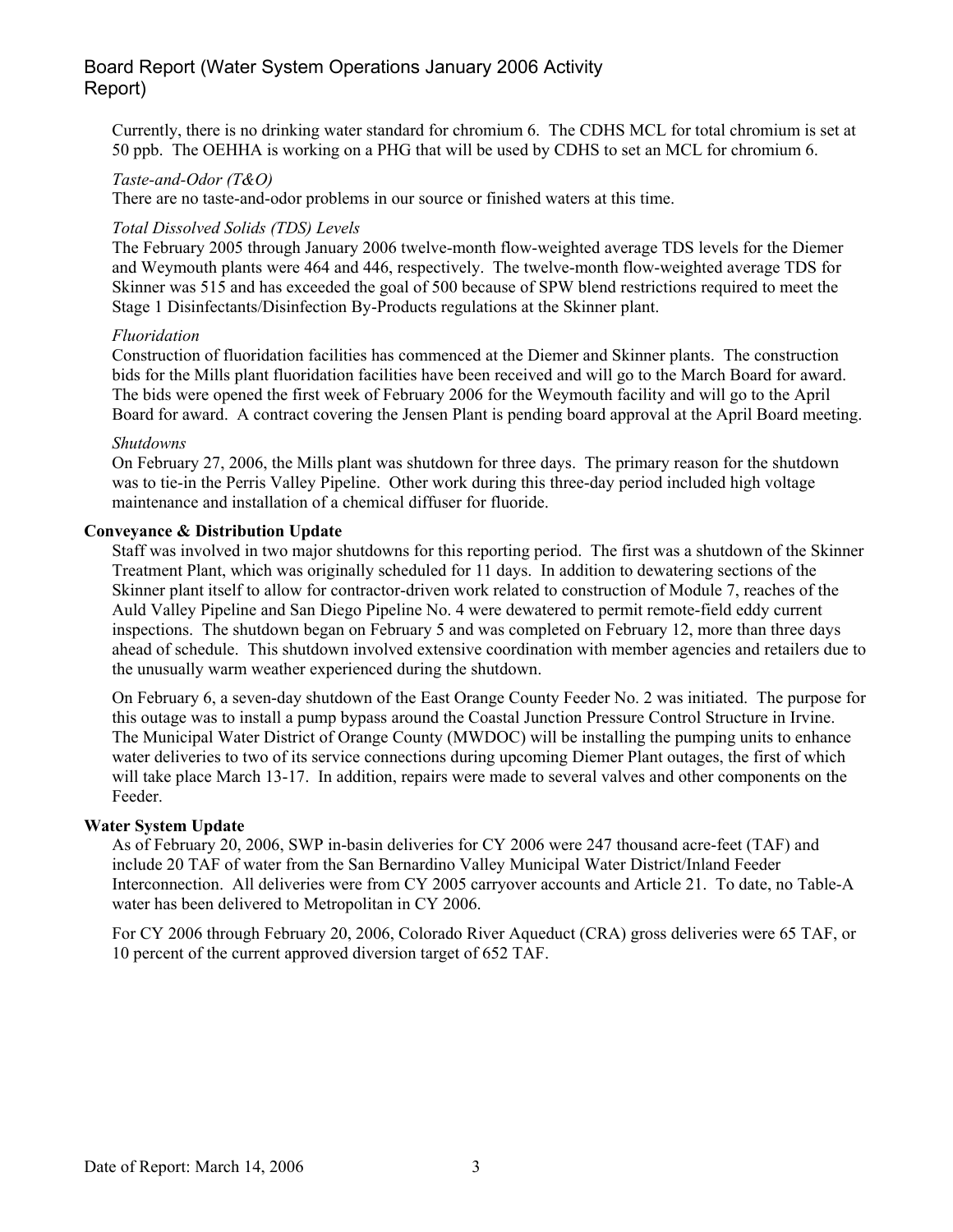Currently, there is no drinking water standard for chromium 6. The CDHS MCL for total chromium is set at 50 ppb. The OEHHA is working on a PHG that will be used by CDHS to set an MCL for chromium 6.

*Taste-and-Odor (T&O)*

There are no taste-and-odor problems in our source or finished waters at this time.

*Total Dissolved Solids (TDS) Levels*

The February 2005 through January 2006 twelve-month flow-weighted average TDS levels for the Diemer and Weymouth plants were 464 and 446, respectively. The twelve-month flow-weighted average TDS for Skinner was 515 and has exceeded the goal of 500 because of SPW blend restrictions required to meet the Stage 1 Disinfectants/Disinfection By-Products regulations at the Skinner plant.

*Fluoridation*

Construction of fluoridation facilities has commenced at the Diemer and Skinner plants. The construction bids for the Mills plant fluoridation facilities have been received and will go to the March Board for award. The bids were opened the first week of February 2006 for the Weymouth facility and will go to the April Board for award. A contract covering the Jensen Plant is pending board approval at the April Board meeting.

*Shutdowns*

On February 27, 2006, the Mills plant was shutdown for three days. The primary reason for the shutdown was to tie-in the Perris Valley Pipeline. Other work during this three-day period included high voltage maintenance and installation of a chemical diffuser for fluoride.

**Conveyance & Distribution Update**

Staff was involved in two major shutdowns for this reporting period. The first was a shutdown of the Skinner Treatment Plant, which was originally scheduled for 11 days. In addition to dewatering sections of the Skinner plant itself to allow for contractor-driven work related to construction of Module 7, reaches of the Auld Valley Pipeline and San Diego Pipeline No. 4 were dewatered to permit remote-field eddy current inspections. The shutdown began on February 5 and was completed on February 12, more than three days ahead of schedule. This shutdown involved extensive coordination with member agencies and retailers due to the unusually warm weather experienced during the shutdown.

On February 6, a seven-day shutdown of the East Orange County Feeder No. 2 was initiated. The purpose for this outage was to install a pump bypass around the Coastal Junction Pressure Control Structure in Irvine. The Municipal Water District of Orange County (MWDOC) will be installing the pumping units to enhance water deliveries to two of its service connections during upcoming Diemer Plant outages, the first of which will take place March 13-17. In addition, repairs were made to several valves and other components on the Feeder.

**Water System Update**

As of February 20, 2006, SWP in-basin deliveries for CY 2006 were 247 thousand acre-feet (TAF) and include 20 TAF of water from the San Bernardino Valley Municipal Water District/Inland Feeder Interconnection. All deliveries were from CY 2005 carryover accounts and Article 21. To date, no Table-A water has been delivered to Metropolitan in CY 2006.

For CY 2006 through February 20, 2006, Colorado River Aqueduct (CRA) gross deliveries were 65 TAF, or 10 percent of the current approved diversion target of 652 TAF.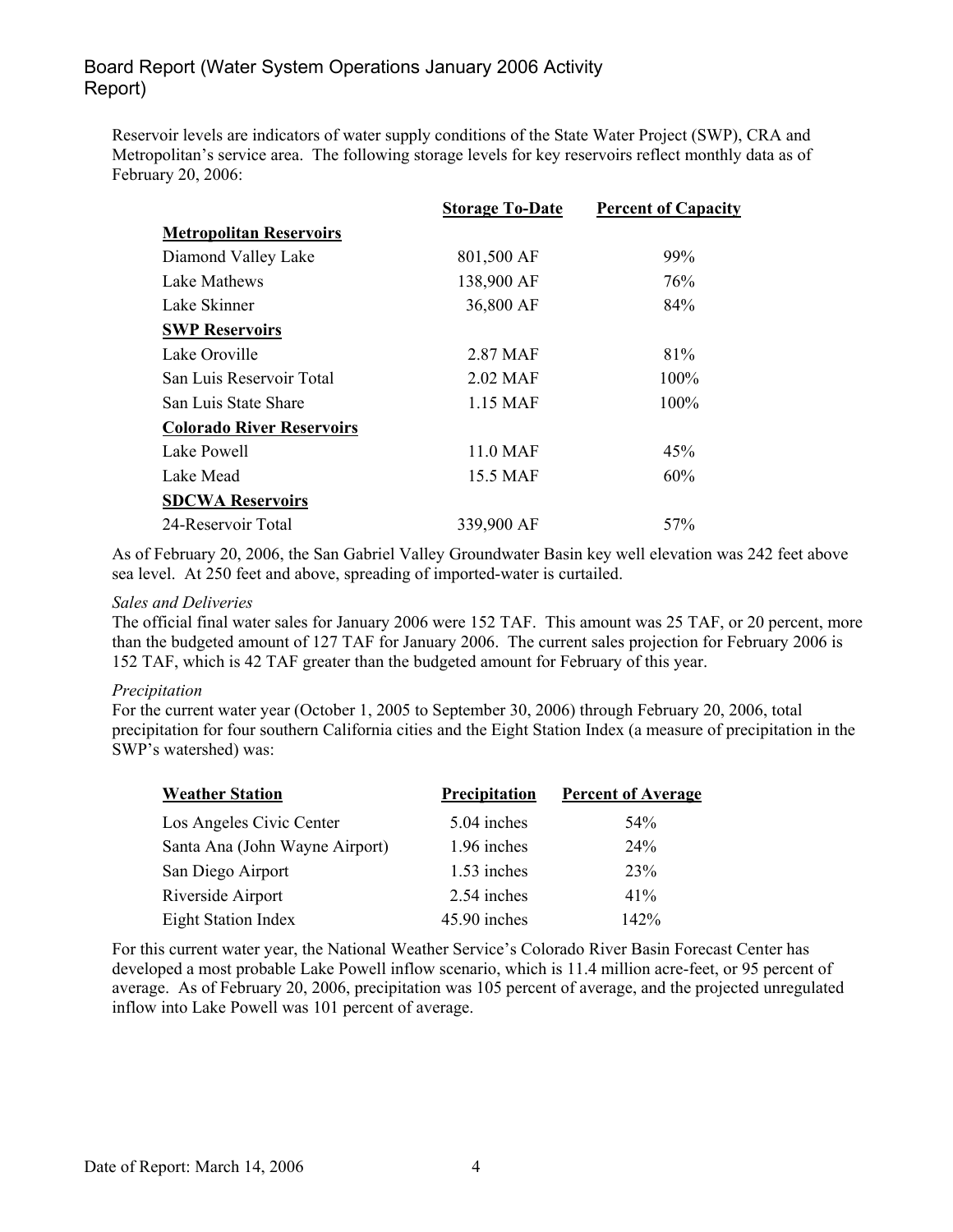Reservoir levels are indicators of water supply conditions of the State Water Project (SWP), CRA and Metropolitan's service area. The following storage levels for key reservoirs reflect monthly data as of February 20, 2006:

| | Storage To-Date | Percent of Capacity |
|---|---|---|
| **Metropolitan Reservoirs** | | |
| Diamond Valley Lake | 801,500 AF | 99% |
| Lake Mathews | 138,900 AF | 76% |
| Lake Skinner | 36,800 AF | 84% |
| **SWP Reservoirs** | | |
| Lake Oroville | 2.87 MAF | 81% |
| San Luis Reservoir Total | 2.02 MAF | 100% |
| San Luis State Share | 1.15 MAF | 100% |
| **Colorado River Reservoirs** | | |
| Lake Powell | 11.0 MAF | 45% |
| Lake Mead | 15.5 MAF | 60% |
| **SDCWA Reservoirs** | | |
| 24-Reservoir Total | 339,900 AF | 57% |

As of February 20, 2006, the San Gabriel Valley Groundwater Basin key well elevation was 242 feet above sea level. At 250 feet and above, spreading of imported-water is curtailed.

*Sales and Deliveries*

The official final water sales for January 2006 were 152 TAF. This amount was 25 TAF, or 20 percent, more than the budgeted amount of 127 TAF for January 2006. The current sales projection for February 2006 is 152 TAF, which is 42 TAF greater than the budgeted amount for February of this year.

*Precipitation*

For the current water year (October 1, 2005 to September 30, 2006) through February 20, 2006, total precipitation for four southern California cities and the Eight Station Index (a measure of precipitation in the SWP's watershed) was:

| Weather Station | Precipitation | Percent of Average |
|---|---|---|
| Los Angeles Civic Center | 5.04 inches | 54% |
| Santa Ana (John Wayne Airport) | 1.96 inches | 24% |
| San Diego Airport | 1.53 inches | 23% |
| Riverside Airport | 2.54 inches | 41% |
| Eight Station Index | 45.90 inches | 142% |

For this current water year, the National Weather Service's Colorado River Basin Forecast Center has developed a most probable Lake Powell inflow scenario, which is 11.4 million acre-feet, or 95 percent of average. As of February 20, 2006, precipitation was 105 percent of average, and the projected unregulated inflow into Lake Powell was 101 percent of average.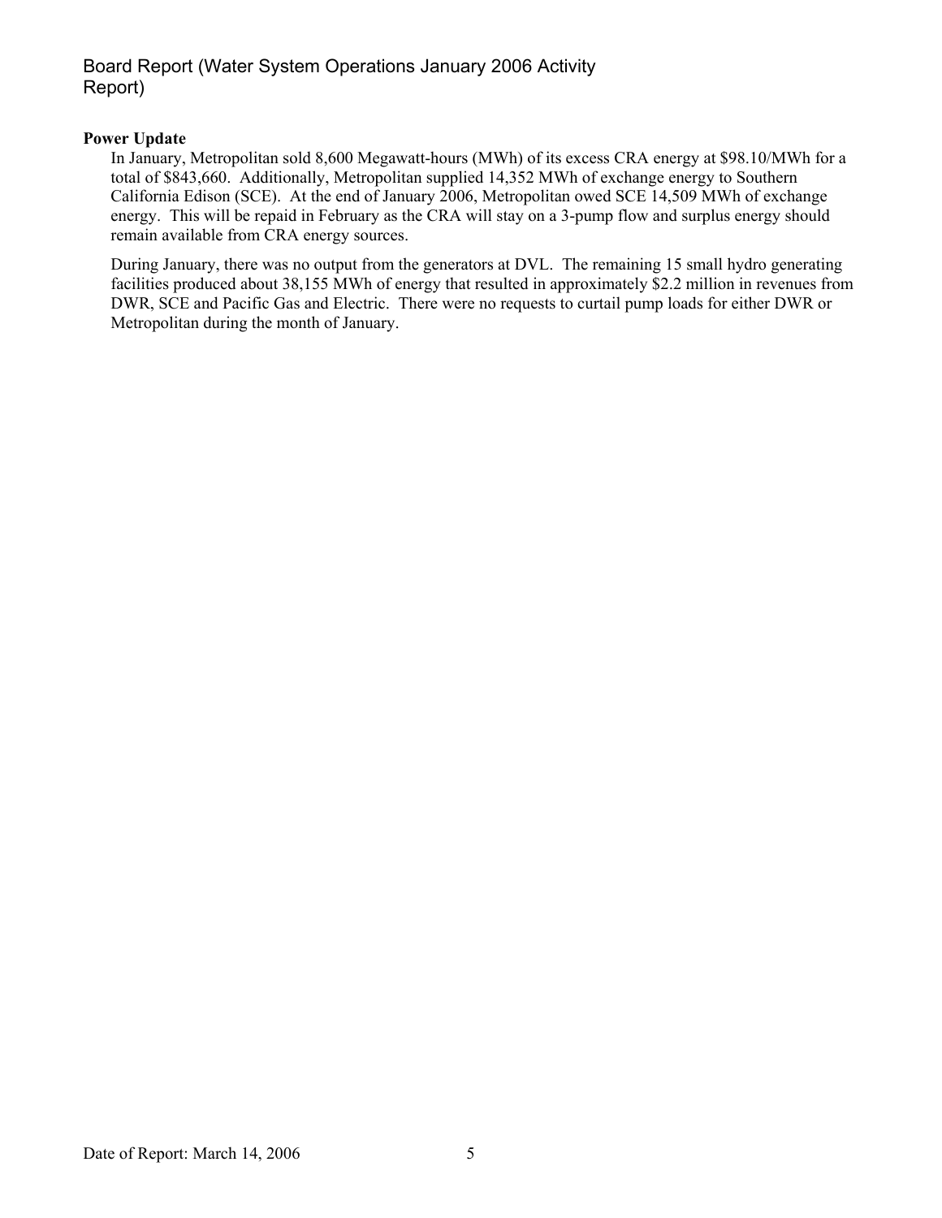**Power Update**

In January, Metropolitan sold 8,600 Megawatt-hours (MWh) of its excess CRA energy at $98.10/MWh for a total of $843,660. Additionally, Metropolitan supplied 14,352 MWh of exchange energy to Southern California Edison (SCE). At the end of January 2006, Metropolitan owed SCE 14,509 MWh of exchange energy. This will be repaid in February as the CRA will stay on a 3-pump flow and surplus energy should remain available from CRA energy sources.

During January, there was no output from the generators at DVL. The remaining 15 small hydro generating facilities produced about 38,155 MWh of energy that resulted in approximately $2.2 million in revenues from DWR, SCE and Pacific Gas and Electric. There were no requests to curtail pump loads for either DWR or Metropolitan during the month of January.